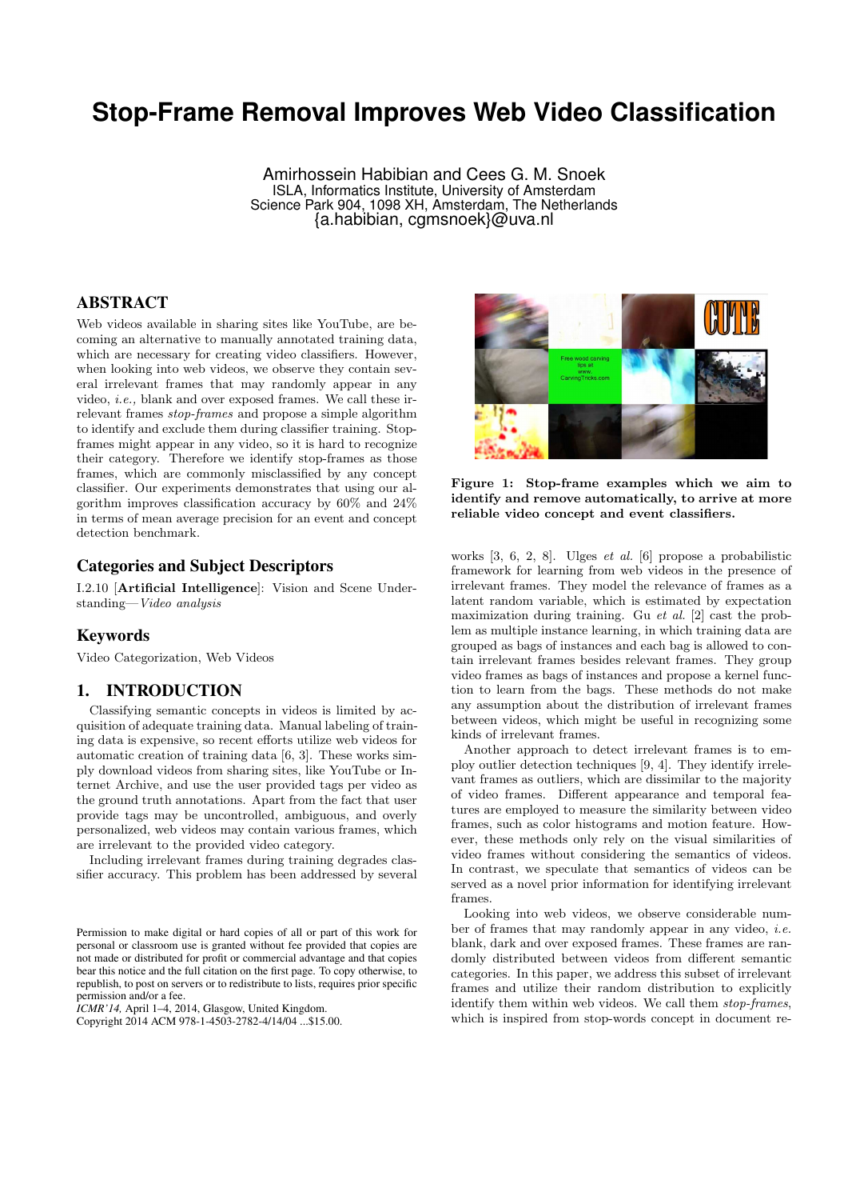# Stop-Frame Removal Improves Web Video Classification

Amirhossein Habibian and Cees G. M. Snoek
ISLA, Informatics Institute, University of Amsterdam
Science Park 904, 1098 XH, Amsterdam, The Netherlands
{a.habibian, cgmsnoek}@uva.nl

## ABSTRACT

Web videos available in sharing sites like YouTube, are becoming an alternative to manually annotated training data, which are necessary for creating video classifiers. However, when looking into web videos, we observe they contain several irrelevant frames that may randomly appear in any video, *i.e.,* blank and over exposed frames. We call these irrelevant frames *stop-frames* and propose a simple algorithm to identify and exclude them during classifier training. Stop-frames might appear in any video, so it is hard to recognize their category. Therefore we identify stop-frames as those frames, which are commonly misclassified by any concept classifier. Our experiments demonstrates that using our algorithm improves classification accuracy by 60% and 24% in terms of mean average precision for an event and concept detection benchmark.

## Categories and Subject Descriptors

I.2.10 [**Artificial Intelligence**]: Vision and Scene Understanding—*Video analysis*

## Keywords

Video Categorization, Web Videos

## 1. INTRODUCTION

Classifying semantic concepts in videos is limited by acquisition of adequate training data. Manual labeling of training data is expensive, so recent efforts utilize web videos for automatic creation of training data [6, 3]. These works simply download videos from sharing sites, like YouTube or Internet Archive, and use the user provided tags per video as the ground truth annotations. Apart from the fact that user provide tags may be uncontrolled, ambiguous, and overly personalized, web videos may contain various frames, which are irrelevant to the provided video category.

Including irrelevant frames during training degrades classifier accuracy. This problem has been addressed by several works [3, 6, 2, 8]. Ulges *et al.* [6] propose a probabilistic framework for learning from web videos in the presence of irrelevant frames. They model the relevance of frames as a latent random variable, which is estimated by expectation maximization during training. Gu *et al.* [2] cast the problem as multiple instance learning, in which training data are grouped as bags of instances and each bag is allowed to contain irrelevant frames besides relevant frames. They group video frames as bags of instances and propose a kernel function to learn from the bags. These methods do not make any assumption about the distribution of irrelevant frames between videos, which might be useful in recognizing some kinds of irrelevant frames.

Another approach to detect irrelevant frames is to employ outlier detection techniques [9, 4]. They identify irrelevant frames as outliers, which are dissimilar to the majority of video frames. Different appearance and temporal features are employed to measure the similarity between video frames, such as color histograms and motion feature. However, these methods only rely on the visual similarities of video frames without considering the semantics of videos. In contrast, we speculate that semantics of videos can be served as a novel prior information for identifying irrelevant frames.

Looking into web videos, we observe considerable number of frames that may randomly appear in any video, *i.e.* blank, dark and over exposed frames. These frames are randomly distributed between videos from different semantic categories. In this paper, we address this subset of irrelevant frames and utilize their random distribution to explicitly identify them within web videos. We call them *stop-frames*, which is inspired from stop-words concept in document re-

**Figure 1: Stop-frame examples which we aim to identify and remove automatically, to arrive at more reliable video concept and event classifiers.**

Permission to make digital or hard copies of all or part of this work for personal or classroom use is granted without fee provided that copies are not made or distributed for profit or commercial advantage and that copies bear this notice and the full citation on the first page. To copy otherwise, to republish, to post on servers or to redistribute to lists, requires prior specific permission and/or a fee.
*ICMR'14,* April 1–4, 2014, Glasgow, United Kingdom.
Copyright 2014 ACM 978-1-4503-2782-4/14/04 ...$15.00.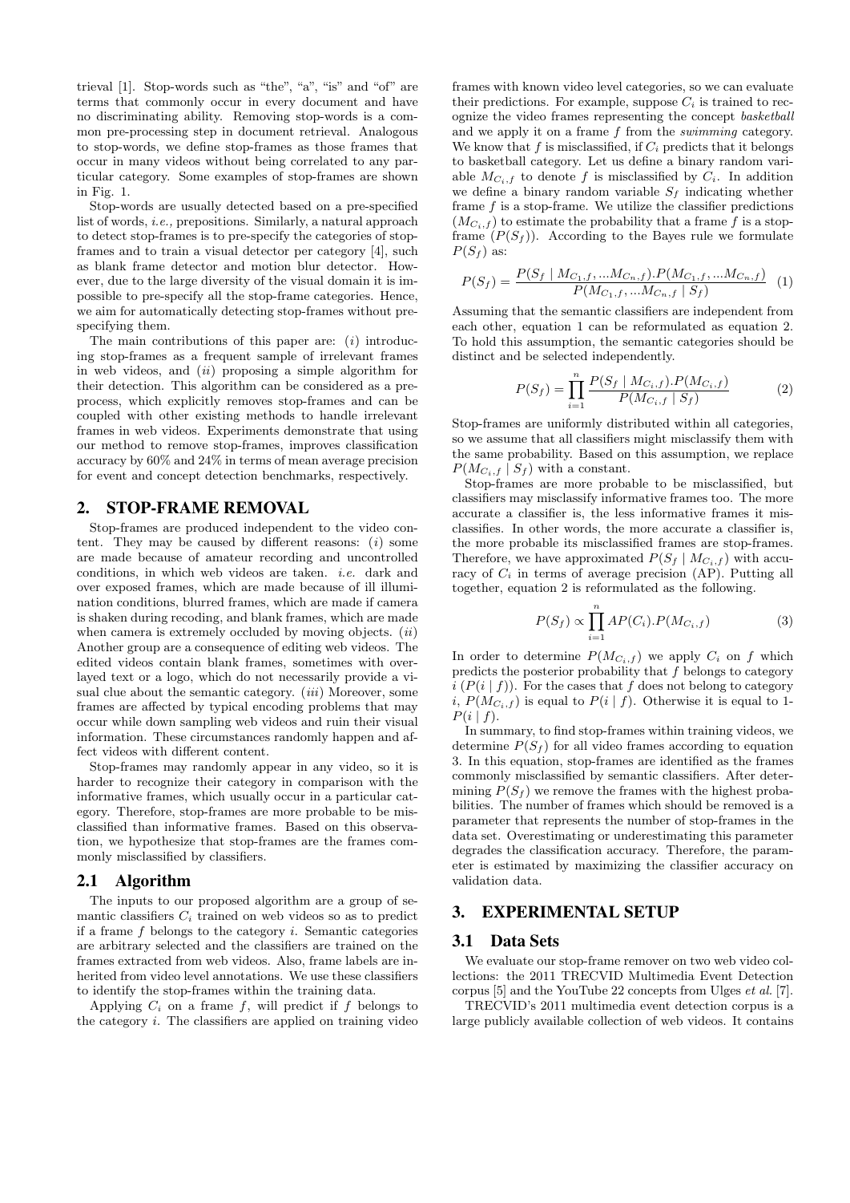trieval [1]. Stop-words such as "the", "a", "is" and "of" are terms that commonly occur in every document and have no discriminating ability. Removing stop-words is a common pre-processing step in document retrieval. Analogous to stop-words, we define stop-frames as those frames that occur in many videos without being correlated to any particular category. Some examples of stop-frames are shown in Fig. 1.

Stop-words are usually detected based on a pre-specified list of words, *i.e.,* prepositions. Similarly, a natural approach to detect stop-frames is to pre-specify the categories of stop-frames and to train a visual detector per category [4], such as blank frame detector and motion blur detector. However, due to the large diversity of the visual domain it is impossible to pre-specify all the stop-frame categories. Hence, we aim for automatically detecting stop-frames without pre-specifying them.

The main contributions of this paper are: ($i$) introducing stop-frames as a frequent sample of irrelevant frames in web videos, and ($ii$) proposing a simple algorithm for their detection. This algorithm can be considered as a pre-process, which explicitly removes stop-frames and can be coupled with other existing methods to handle irrelevant frames in web videos. Experiments demonstrate that using our method to remove stop-frames, improves classification accuracy by 60% and 24% in terms of mean average precision for event and concept detection benchmarks, respectively.

## 2. STOP-FRAME REMOVAL

Stop-frames are produced independent to the video content. They may be caused by different reasons: ($i$) some are made because of amateur recording and uncontrolled conditions, in which web videos are taken. *i.e.* dark and over exposed frames, which are made because of ill illumination conditions, blurred frames, which are made if camera is shaken during recoding, and blank frames, which are made when camera is extremely occluded by moving objects. ($ii$) Another group are a consequence of editing web videos. The edited videos contain blank frames, sometimes with overlayed text or a logo, which do not necessarily provide a visual clue about the semantic category. ($iii$) Moreover, some frames are affected by typical encoding problems that may occur while down sampling web videos and ruin their visual information. These circumstances randomly happen and affect videos with different content.

Stop-frames may randomly appear in any video, so it is harder to recognize their category in comparison with the informative frames, which usually occur in a particular category. Therefore, stop-frames are more probable to be misclassified than informative frames. Based on this observation, we hypothesize that stop-frames are the frames commonly misclassified by classifiers.

### 2.1 Algorithm

The inputs to our proposed algorithm are a group of semantic classifiers $C_i$ trained on web videos so as to predict if a frame $f$ belongs to the category $i$. Semantic categories are arbitrary selected and the classifiers are trained on the frames extracted from web videos. Also, frame labels are inherited from video level annotations. We use these classifiers to identify the stop-frames within the training data.

Applying $C_i$ on a frame $f$, will predict if $f$ belongs to the category $i$. The classifiers are applied on training video frames with known video level categories, so we can evaluate their predictions. For example, suppose $C_i$ is trained to recognize the video frames representing the concept *basketball* and we apply it on a frame $f$ from the *swimming* category. We know that $f$ is misclassified, if $C_i$ predicts that it belongs to basketball category. Let us define a binary random variable $M_{C_i,f}$ to denote $f$ is misclassified by $C_i$. In addition we define a binary random variable $S_f$ indicating whether frame $f$ is a stop-frame. We utilize the classifier predictions $(M_{C_i,f})$ to estimate the probability that a frame $f$ is a stop-frame $(P(S_f))$. According to the Bayes rule we formulate $P(S_f)$ as:

$$P(S_f) = \frac{P(S_f \mid M_{C_1,f}, ...M_{C_n,f}).P(M_{C_1,f}, ...M_{C_n,f})}{P(M_{C_1,f}, ...M_{C_n,f} \mid S_f)} \quad (1)$$

Assuming that the semantic classifiers are independent from each other, equation 1 can be reformulated as equation 2. To hold this assumption, the semantic categories should be distinct and be selected independently.

$$P(S_f) = \prod_{i=1}^{n} \frac{P(S_f \mid M_{C_i,f}).P(M_{C_i,f})}{P(M_{C_i,f} \mid S_f)} \quad (2)$$

Stop-frames are uniformly distributed within all categories, so we assume that all classifiers might misclassify them with the same probability. Based on this assumption, we replace $P(M_{C_i,f} \mid S_f)$ with a constant.

Stop-frames are more probable to be misclassified, but classifiers may misclassify informative frames too. The more accurate a classifier is, the less informative frames it misclassifies. In other words, the more accurate a classifier is, the more probable its misclassified frames are stop-frames. Therefore, we have approximated $P(S_f \mid M_{C_i,f})$ with accuracy of $C_i$ in terms of average precision (AP). Putting all together, equation 2 is reformulated as the following.

$$P(S_f) \propto \prod_{i=1}^{n} AP(C_i).P(M_{C_i,f}) \quad (3)$$

In order to determine $P(M_{C_i,f})$ we apply $C_i$ on $f$ which predicts the posterior probability that $f$ belongs to category $i$ $(P(i \mid f))$. For the cases that $f$ does not belong to category $i$, $P(M_{C_i,f})$ is equal to $P(i \mid f)$. Otherwise it is equal to 1-$P(i \mid f)$.

In summary, to find stop-frames within training videos, we determine $P(S_f)$ for all video frames according to equation 3. In this equation, stop-frames are identified as the frames commonly misclassified by semantic classifiers. After determining $P(S_f)$ we remove the frames with the highest probabilities. The number of frames which should be removed is a parameter that represents the number of stop-frames in the data set. Overestimating or underestimating this parameter degrades the classification accuracy. Therefore, the parameter is estimated by maximizing the classifier accuracy on validation data.

## 3. EXPERIMENTAL SETUP

### 3.1 Data Sets

We evaluate our stop-frame remover on two web video collections: the 2011 TRECVID Multimedia Event Detection corpus [5] and the YouTube 22 concepts from Ulges *et al.* [7].

TRECVID's 2011 multimedia event detection corpus is a large publicly available collection of web videos. It contains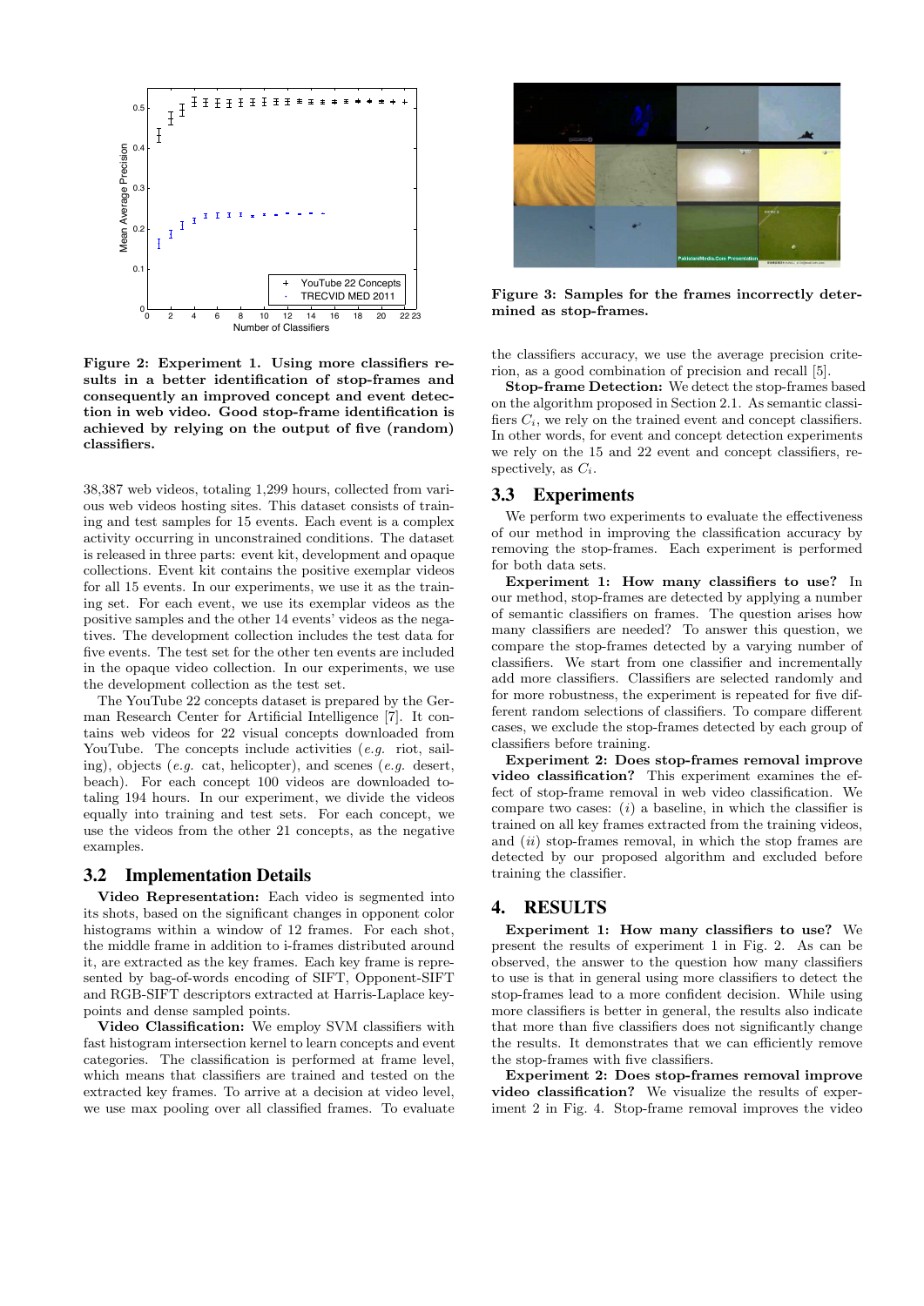**Figure 2: Experiment 1. Using more classifiers results in a better identification of stop-frames and consequently an improved concept and event detection in web video. Good stop-frame identification is achieved by relying on the output of five (random) classifiers.**

38,387 web videos, totaling 1,299 hours, collected from various web videos hosting sites. This dataset consists of training and test samples for 15 events. Each event is a complex activity occurring in unconstrained conditions. The dataset is released in three parts: event kit, development and opaque collections. Event kit contains the positive exemplar videos for all 15 events. In our experiments, we use it as the training set. For each event, we use its exemplar videos as the positive samples and the other 14 events' videos as the negatives. The development collection includes the test data for five events. The test set for the other ten events are included in the opaque video collection. In our experiments, we use the development collection as the test set.

The YouTube 22 concepts dataset is prepared by the German Research Center for Artificial Intelligence [7]. It contains web videos for 22 visual concepts downloaded from YouTube. The concepts include activities (*e.g.* riot, sailing), objects (*e.g.* cat, helicopter), and scenes (*e.g.* desert, beach). For each concept 100 videos are downloaded totaling 194 hours. In our experiment, we divide the videos equally into training and test sets. For each concept, we use the videos from the other 21 concepts, as the negative examples.

## 3.2 Implementation Details

**Video Representation:** Each video is segmented into its shots, based on the significant changes in opponent color histograms within a window of 12 frames. For each shot, the middle frame in addition to i-frames distributed around it, are extracted as the key frames. Each key frame is represented by bag-of-words encoding of SIFT, Opponent-SIFT and RGB-SIFT descriptors extracted at Harris-Laplace keypoints and dense sampled points.

**Video Classification:** We employ SVM classifiers with fast histogram intersection kernel to learn concepts and event categories. The classification is performed at frame level, which means that classifiers are trained and tested on the extracted key frames. To arrive at a decision at video level, we use max pooling over all classified frames. To evaluate the classifiers accuracy, we use the average precision criterion, as a good combination of precision and recall [5].

**Stop-frame Detection:** We detect the stop-frames based on the algorithm proposed in Section 2.1. As semantic classifiers $C_i$, we rely on the trained event and concept classifiers. In other words, for event and concept detection experiments we rely on the 15 and 22 event and concept classifiers, respectively, as $C_i$.

**Figure 3: Samples for the frames incorrectly determined as stop-frames.**

## 3.3 Experiments

We perform two experiments to evaluate the effectiveness of our method in improving the classification accuracy by removing the stop-frames. Each experiment is performed for both data sets.

**Experiment 1: How many classifiers to use?** In our method, stop-frames are detected by applying a number of semantic classifiers on frames. The question arises how many classifiers are needed? To answer this question, we compare the stop-frames detected by a varying number of classifiers. We start from one classifier and incrementally add more classifiers. Classifiers are selected randomly and for more robustness, the experiment is repeated for five different random selections of classifiers. To compare different cases, we exclude the stop-frames detected by each group of classifiers before training.

**Experiment 2: Does stop-frames removal improve video classification?** This experiment examines the effect of stop-frame removal in web video classification. We compare two cases: (*i*) a baseline, in which the classifier is trained on all key frames extracted from the training videos, and (*ii*) stop-frames removal, in which the stop frames are detected by our proposed algorithm and excluded before training the classifier.

# 4. RESULTS

**Experiment 1: How many classifiers to use?** We present the results of experiment 1 in Fig. 2. As can be observed, the answer to the question how many classifiers to use is that in general using more classifiers to detect the stop-frames lead to a more confident decision. While using more classifiers is better in general, the results also indicate that more than five classifiers does not significantly change the results. It demonstrates that we can efficiently remove the stop-frames with five classifiers.

**Experiment 2: Does stop-frames removal improve video classification?** We visualize the results of experiment 2 in Fig. 4. Stop-frame removal improves the video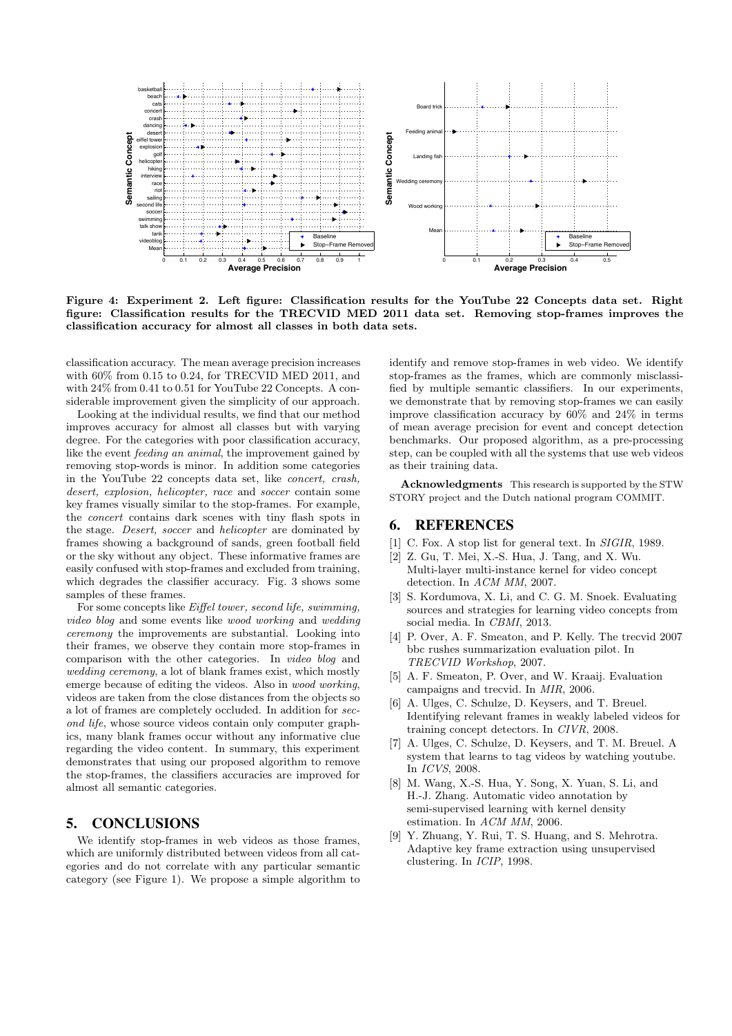basketball
beach
cats
concert
crash
dancing
desert
eiffel tower
explosion
golf
helicopter
hiking
interview
race
riot
sailing
second life
soccer
swimming
talk show
tank
videoblog
Mean

Semantic Concept

0 0.1 0.2 0.3 0.4 0.5 0.6 0.7 0.8 0.9 1

Average Precision

Baseline
Stop-Frame Removed

Board trick
Feeding animal
Landing fish
Wedding ceremony
Wood working
Mean

Semantic Concept

0 0.1 0.2 0.3 0.4 0.5

Average Precision

Baseline
Stop-Frame Removed

**Figure 4: Experiment 2. Left figure: Classification results for the YouTube 22 Concepts data set. Right figure: Classification results for the TRECVID MED 2011 data set. Removing stop-frames improves the classification accuracy for almost all classes in both data sets.**

classification accuracy. The mean average precision increases with 60% from 0.15 to 0.24, for TRECVID MED 2011, and with 24% from 0.41 to 0.51 for YouTube 22 Concepts. A considerable improvement given the simplicity of our approach.

Looking at the individual results, we find that our method improves accuracy for almost all classes but with varying degree. For the categories with poor classification accuracy, like the event *feeding an animal*, the improvement gained by removing stop-words is minor. In addition some categories in the YouTube 22 concepts data set, like *concert, crash, desert, explosion, helicopter, race* and *soccer* contain some key frames visually similar to the stop-frames. For example, the *concert* contains dark scenes with tiny flash spots in the stage. *Desert, soccer* and *helicopter* are dominated by frames showing a background of sands, green football field or the sky without any object. These informative frames are easily confused with stop-frames and excluded from training, which degrades the classifier accuracy. Fig. 3 shows some samples of these frames.

For some concepts like *Eiffel tower, second life, swimming, video blog* and some events like *wood working* and *wedding ceremony* the improvements are substantial. Looking into their frames, we observe they contain more stop-frames in comparison with the other categories. In *video blog* and *wedding ceremony*, a lot of blank frames exist, which mostly emerge because of editing the videos. Also in *wood working*, videos are taken from the close distances from the objects so a lot of frames are completely occluded. In addition for *second life*, whose source videos contain only computer graphics, many blank frames occur without any informative clue regarding the video content. In summary, this experiment demonstrates that using our proposed algorithm to remove the stop-frames, the classifiers accuracies are improved for almost all semantic categories.

## 5. CONCLUSIONS

We identify stop-frames in web videos as those frames, which are uniformly distributed between videos from all categories and do not correlate with any particular semantic category (see Figure 1). We propose a simple algorithm to identify and remove stop-frames in web video. We identify stop-frames as the frames, which are commonly misclassified by multiple semantic classifiers. In our experiments, we demonstrate that by removing stop-frames we can easily improve classification accuracy by 60% and 24% in terms of mean average precision for event and concept detection benchmarks. Our proposed algorithm, as a pre-processing step, can be coupled with all the systems that use web videos as their training data.

**Acknowledgments** This research is supported by the STW STORY project and the Dutch national program COMMIT.

## 6. REFERENCES

[1] C. Fox. A stop list for general text. In *SIGIR*, 1989.

[2] Z. Gu, T. Mei, X.-S. Hua, J. Tang, and X. Wu. Multi-layer multi-instance kernel for video concept detection. In *ACM MM*, 2007.

[3] S. Kordumova, X. Li, and C. G. M. Snoek. Evaluating sources and strategies for learning video concepts from social media. In *CBMI*, 2013.

[4] P. Over, A. F. Smeaton, and P. Kelly. The trecvid 2007 bbc rushes summarization evaluation pilot. In *TRECVID Workshop*, 2007.

[5] A. F. Smeaton, P. Over, and W. Kraaij. Evaluation campaigns and trecvid. In *MIR*, 2006.

[6] A. Ulges, C. Schulze, D. Keysers, and T. Breuel. Identifying relevant frames in weakly labeled videos for training concept detectors. In *CIVR*, 2008.

[7] A. Ulges, C. Schulze, D. Keysers, and T. M. Breuel. A system that learns to tag videos by watching youtube. In *ICVS*, 2008.

[8] M. Wang, X.-S. Hua, Y. Song, X. Yuan, S. Li, and H.-J. Zhang. Automatic video annotation by semi-supervised learning with kernel density estimation. In *ACM MM*, 2006.

[9] Y. Zhuang, Y. Rui, T. S. Huang, and S. Mehrotra. Adaptive key frame extraction using unsupervised clustering. In *ICIP*, 1998.